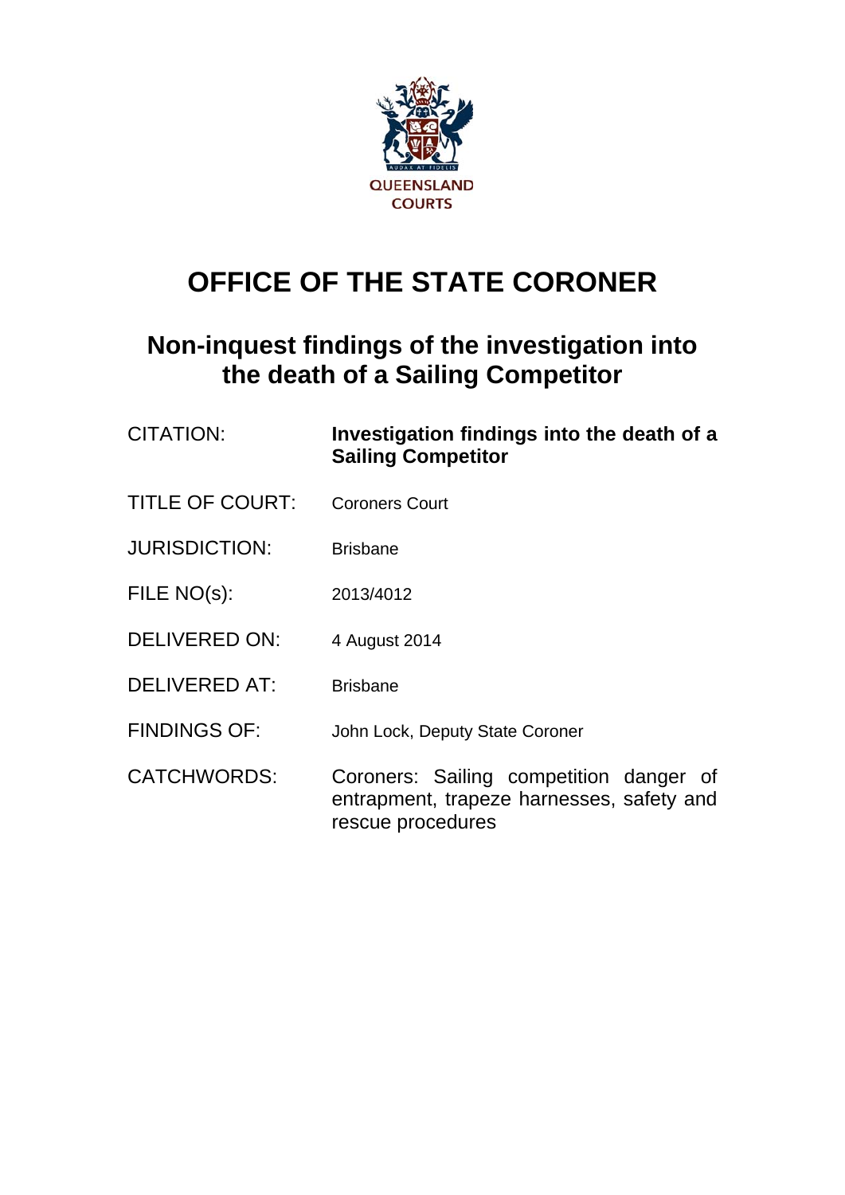QUEENSLAND COURTS

# OFFICE OF THE STATE CORONER

## Non-inquest findings of the investigation into the death of a Sailing Competitor

| | |
|---|---|
| CITATION: | **Investigation findings into the death of a Sailing Competitor** |
| TITLE OF COURT: | Coroners Court |
| JURISDICTION: | Brisbane |
| FILE NO(s): | 2013/4012 |
| DELIVERED ON: | 4 August 2014 |
| DELIVERED AT: | Brisbane |
| FINDINGS OF: | John Lock, Deputy State Coroner |
| CATCHWORDS: | Coroners: Sailing competition danger of entrapment, trapeze harnesses, safety and rescue procedures |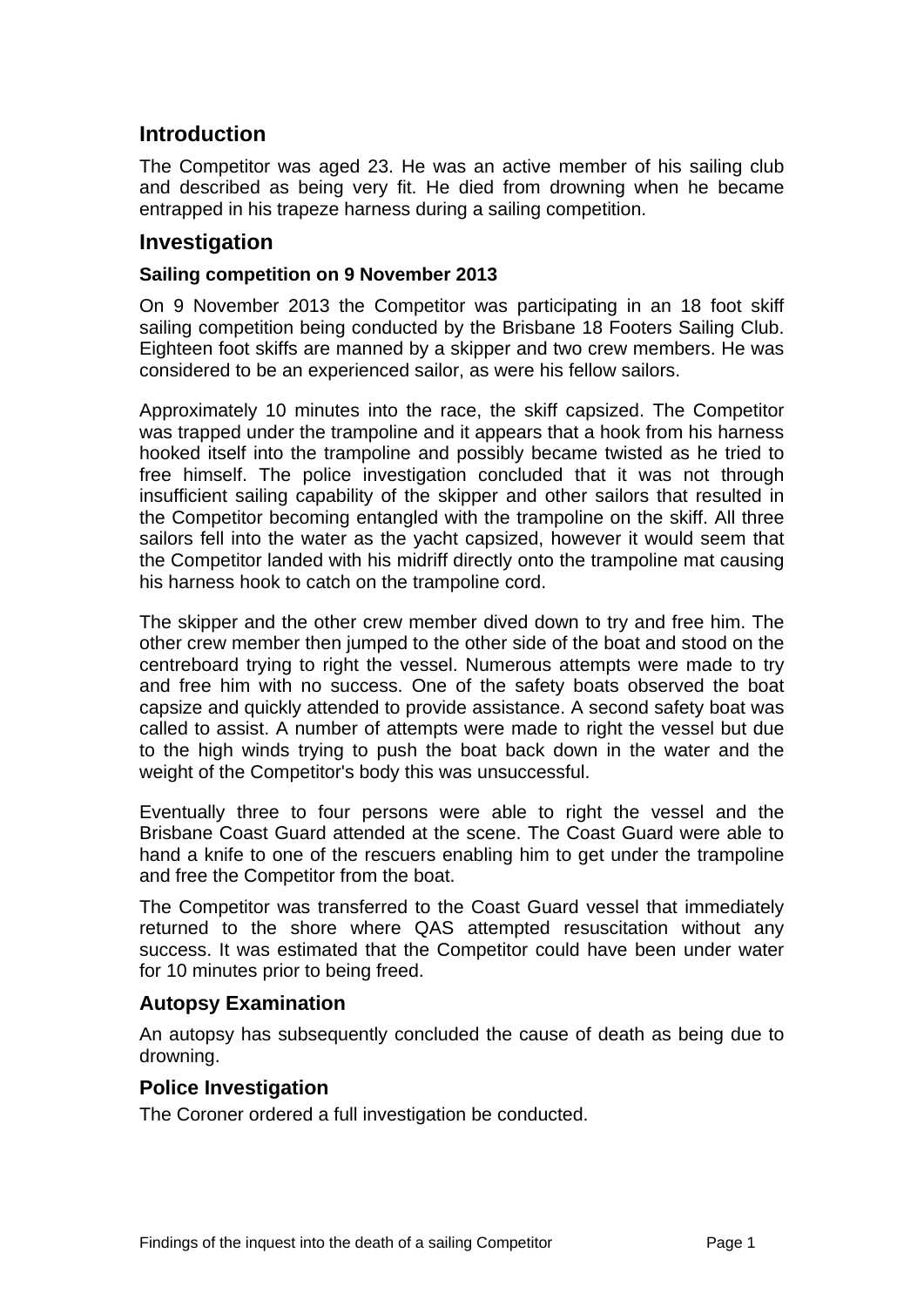## Introduction

The Competitor was aged 23. He was an active member of his sailing club and described as being very fit. He died from drowning when he became entrapped in his trapeze harness during a sailing competition.

## Investigation

### Sailing competition on 9 November 2013

On 9 November 2013 the Competitor was participating in an 18 foot skiff sailing competition being conducted by the Brisbane 18 Footers Sailing Club. Eighteen foot skiffs are manned by a skipper and two crew members. He was considered to be an experienced sailor, as were his fellow sailors.

Approximately 10 minutes into the race, the skiff capsized. The Competitor was trapped under the trampoline and it appears that a hook from his harness hooked itself into the trampoline and possibly became twisted as he tried to free himself. The police investigation concluded that it was not through insufficient sailing capability of the skipper and other sailors that resulted in the Competitor becoming entangled with the trampoline on the skiff. All three sailors fell into the water as the yacht capsized, however it would seem that the Competitor landed with his midriff directly onto the trampoline mat causing his harness hook to catch on the trampoline cord.

The skipper and the other crew member dived down to try and free him. The other crew member then jumped to the other side of the boat and stood on the centreboard trying to right the vessel. Numerous attempts were made to try and free him with no success. One of the safety boats observed the boat capsize and quickly attended to provide assistance. A second safety boat was called to assist. A number of attempts were made to right the vessel but due to the high winds trying to push the boat back down in the water and the weight of the Competitor's body this was unsuccessful.

Eventually three to four persons were able to right the vessel and the Brisbane Coast Guard attended at the scene. The Coast Guard were able to hand a knife to one of the rescuers enabling him to get under the trampoline and free the Competitor from the boat.

The Competitor was transferred to the Coast Guard vessel that immediately returned to the shore where QAS attempted resuscitation without any success. It was estimated that the Competitor could have been under water for 10 minutes prior to being freed.

## Autopsy Examination

An autopsy has subsequently concluded the cause of death as being due to drowning.

## Police Investigation

The Coroner ordered a full investigation be conducted.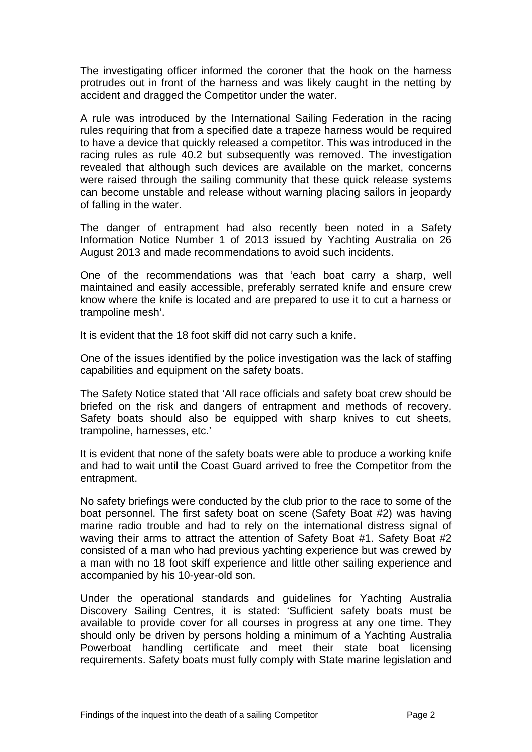The investigating officer informed the coroner that the hook on the harness protrudes out in front of the harness and was likely caught in the netting by accident and dragged the Competitor under the water.

A rule was introduced by the International Sailing Federation in the racing rules requiring that from a specified date a trapeze harness would be required to have a device that quickly released a competitor. This was introduced in the racing rules as rule 40.2 but subsequently was removed. The investigation revealed that although such devices are available on the market, concerns were raised through the sailing community that these quick release systems can become unstable and release without warning placing sailors in jeopardy of falling in the water.

The danger of entrapment had also recently been noted in a Safety Information Notice Number 1 of 2013 issued by Yachting Australia on 26 August 2013 and made recommendations to avoid such incidents.

One of the recommendations was that 'each boat carry a sharp, well maintained and easily accessible, preferably serrated knife and ensure crew know where the knife is located and are prepared to use it to cut a harness or trampoline mesh'.

It is evident that the 18 foot skiff did not carry such a knife.

One of the issues identified by the police investigation was the lack of staffing capabilities and equipment on the safety boats.

The Safety Notice stated that 'All race officials and safety boat crew should be briefed on the risk and dangers of entrapment and methods of recovery. Safety boats should also be equipped with sharp knives to cut sheets, trampoline, harnesses, etc.'

It is evident that none of the safety boats were able to produce a working knife and had to wait until the Coast Guard arrived to free the Competitor from the entrapment.

No safety briefings were conducted by the club prior to the race to some of the boat personnel. The first safety boat on scene (Safety Boat #2) was having marine radio trouble and had to rely on the international distress signal of waving their arms to attract the attention of Safety Boat #1. Safety Boat #2 consisted of a man who had previous yachting experience but was crewed by a man with no 18 foot skiff experience and little other sailing experience and accompanied by his 10-year-old son.

Under the operational standards and guidelines for Yachting Australia Discovery Sailing Centres, it is stated: 'Sufficient safety boats must be available to provide cover for all courses in progress at any one time. They should only be driven by persons holding a minimum of a Yachting Australia Powerboat handling certificate and meet their state boat licensing requirements. Safety boats must fully comply with State marine legislation and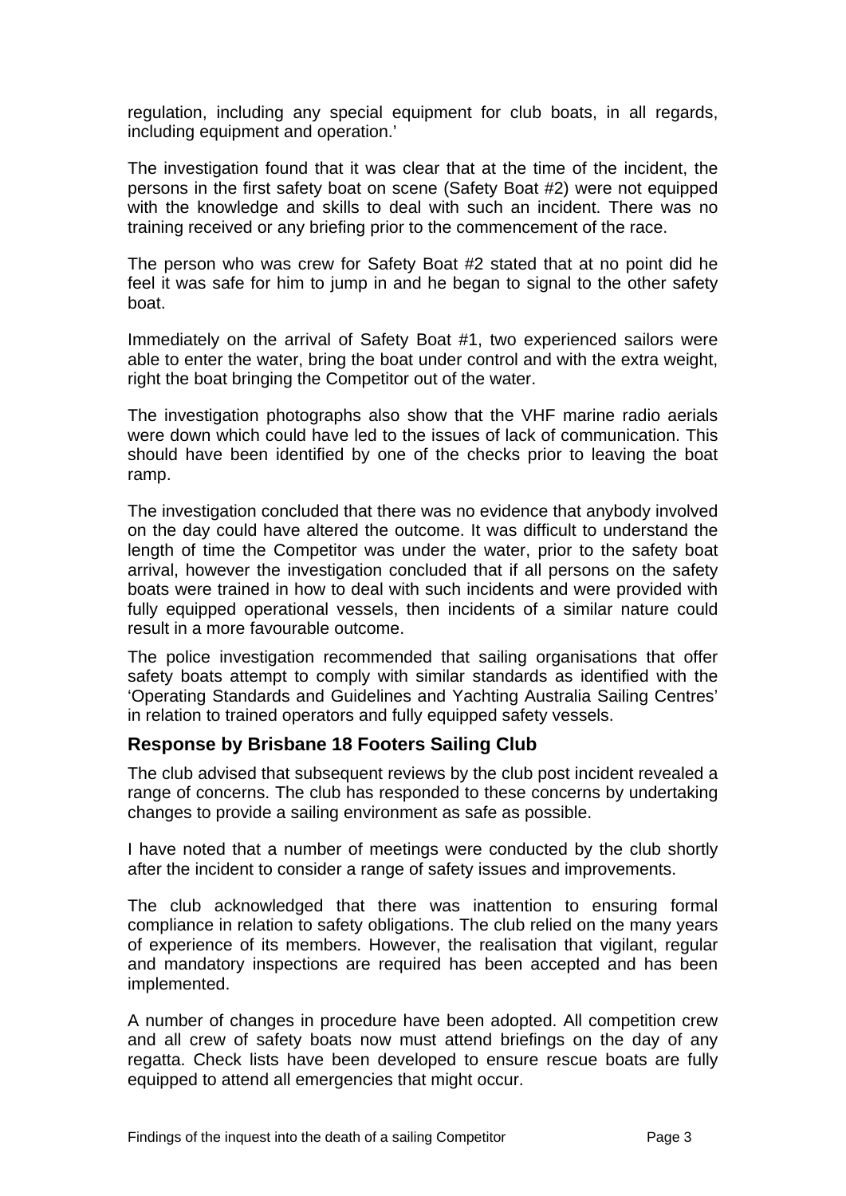regulation, including any special equipment for club boats, in all regards, including equipment and operation.'

The investigation found that it was clear that at the time of the incident, the persons in the first safety boat on scene (Safety Boat #2) were not equipped with the knowledge and skills to deal with such an incident. There was no training received or any briefing prior to the commencement of the race.

The person who was crew for Safety Boat #2 stated that at no point did he feel it was safe for him to jump in and he began to signal to the other safety boat.

Immediately on the arrival of Safety Boat #1, two experienced sailors were able to enter the water, bring the boat under control and with the extra weight, right the boat bringing the Competitor out of the water.

The investigation photographs also show that the VHF marine radio aerials were down which could have led to the issues of lack of communication. This should have been identified by one of the checks prior to leaving the boat ramp.

The investigation concluded that there was no evidence that anybody involved on the day could have altered the outcome. It was difficult to understand the length of time the Competitor was under the water, prior to the safety boat arrival, however the investigation concluded that if all persons on the safety boats were trained in how to deal with such incidents and were provided with fully equipped operational vessels, then incidents of a similar nature could result in a more favourable outcome.

The police investigation recommended that sailing organisations that offer safety boats attempt to comply with similar standards as identified with the 'Operating Standards and Guidelines and Yachting Australia Sailing Centres' in relation to trained operators and fully equipped safety vessels.

## Response by Brisbane 18 Footers Sailing Club

The club advised that subsequent reviews by the club post incident revealed a range of concerns. The club has responded to these concerns by undertaking changes to provide a sailing environment as safe as possible.

I have noted that a number of meetings were conducted by the club shortly after the incident to consider a range of safety issues and improvements.

The club acknowledged that there was inattention to ensuring formal compliance in relation to safety obligations. The club relied on the many years of experience of its members. However, the realisation that vigilant, regular and mandatory inspections are required has been accepted and has been implemented.

A number of changes in procedure have been adopted. All competition crew and all crew of safety boats now must attend briefings on the day of any regatta. Check lists have been developed to ensure rescue boats are fully equipped to attend all emergencies that might occur.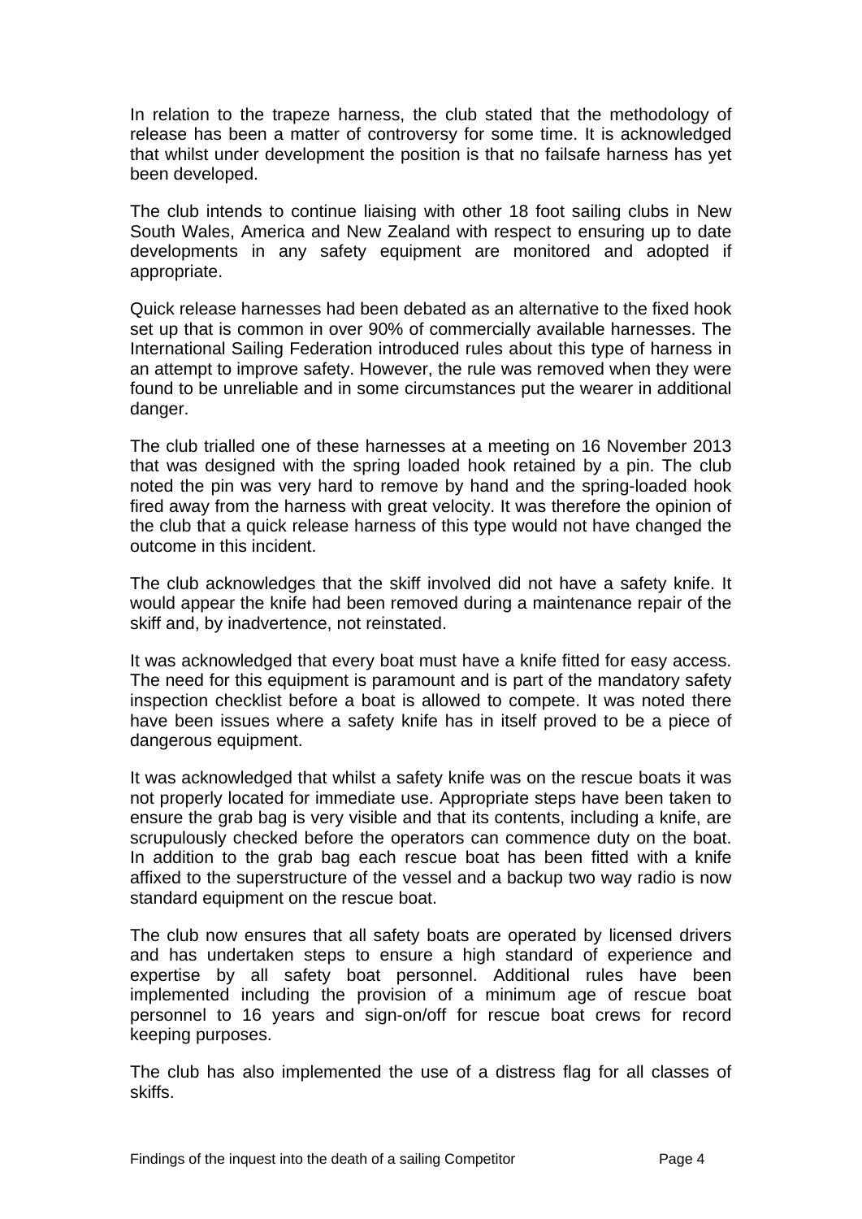In relation to the trapeze harness, the club stated that the methodology of release has been a matter of controversy for some time. It is acknowledged that whilst under development the position is that no failsafe harness has yet been developed.

The club intends to continue liaising with other 18 foot sailing clubs in New South Wales, America and New Zealand with respect to ensuring up to date developments in any safety equipment are monitored and adopted if appropriate.

Quick release harnesses had been debated as an alternative to the fixed hook set up that is common in over 90% of commercially available harnesses. The International Sailing Federation introduced rules about this type of harness in an attempt to improve safety. However, the rule was removed when they were found to be unreliable and in some circumstances put the wearer in additional danger.

The club trialled one of these harnesses at a meeting on 16 November 2013 that was designed with the spring loaded hook retained by a pin. The club noted the pin was very hard to remove by hand and the spring-loaded hook fired away from the harness with great velocity. It was therefore the opinion of the club that a quick release harness of this type would not have changed the outcome in this incident.

The club acknowledges that the skiff involved did not have a safety knife. It would appear the knife had been removed during a maintenance repair of the skiff and, by inadvertence, not reinstated.

It was acknowledged that every boat must have a knife fitted for easy access. The need for this equipment is paramount and is part of the mandatory safety inspection checklist before a boat is allowed to compete. It was noted there have been issues where a safety knife has in itself proved to be a piece of dangerous equipment.

It was acknowledged that whilst a safety knife was on the rescue boats it was not properly located for immediate use. Appropriate steps have been taken to ensure the grab bag is very visible and that its contents, including a knife, are scrupulously checked before the operators can commence duty on the boat. In addition to the grab bag each rescue boat has been fitted with a knife affixed to the superstructure of the vessel and a backup two way radio is now standard equipment on the rescue boat.

The club now ensures that all safety boats are operated by licensed drivers and has undertaken steps to ensure a high standard of experience and expertise by all safety boat personnel. Additional rules have been implemented including the provision of a minimum age of rescue boat personnel to 16 years and sign-on/off for rescue boat crews for record keeping purposes.

The club has also implemented the use of a distress flag for all classes of skiffs.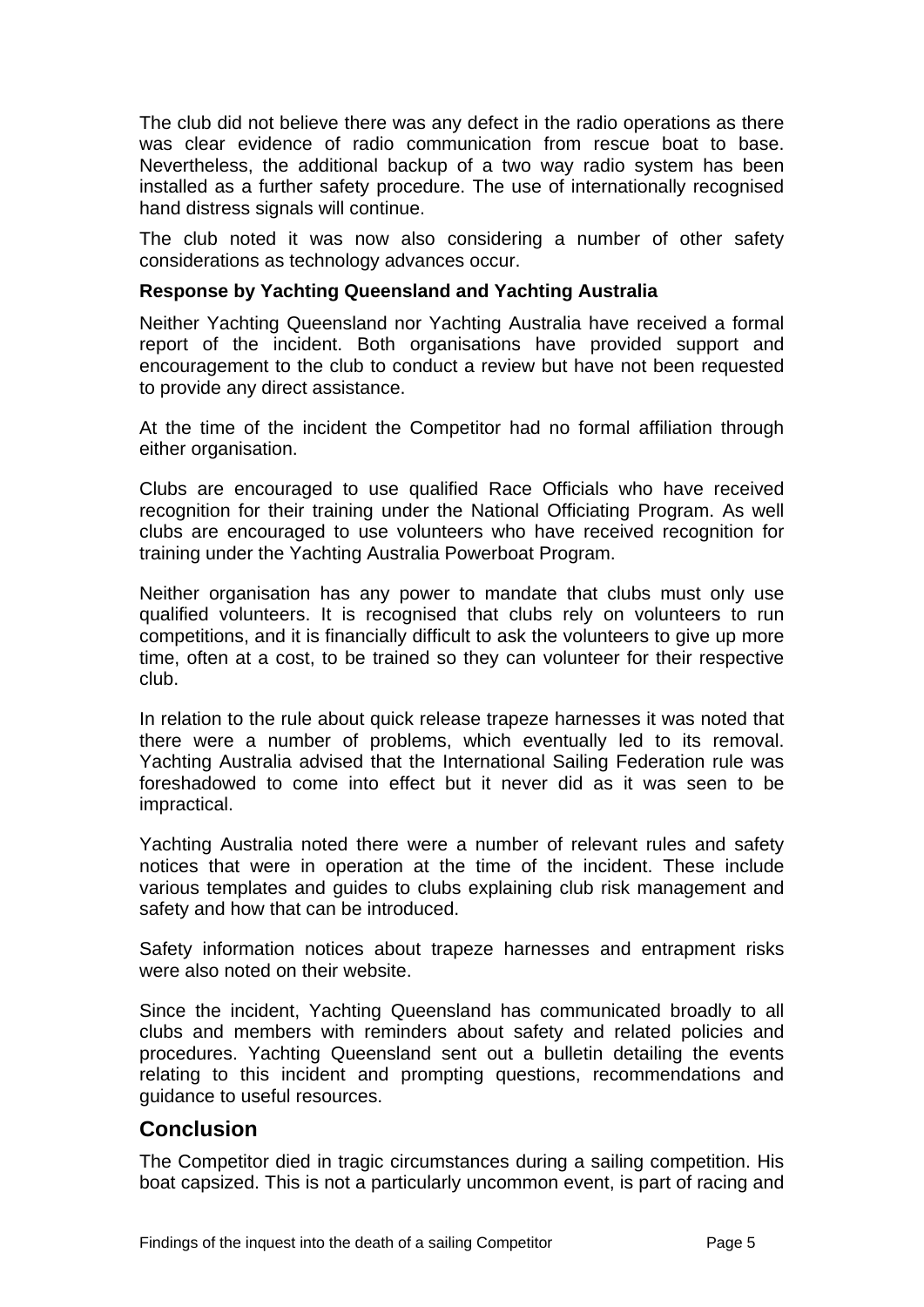The club did not believe there was any defect in the radio operations as there was clear evidence of radio communication from rescue boat to base. Nevertheless, the additional backup of a two way radio system has been installed as a further safety procedure. The use of internationally recognised hand distress signals will continue.

The club noted it was now also considering a number of other safety considerations as technology advances occur.

**Response by Yachting Queensland and Yachting Australia**

Neither Yachting Queensland nor Yachting Australia have received a formal report of the incident. Both organisations have provided support and encouragement to the club to conduct a review but have not been requested to provide any direct assistance.

At the time of the incident the Competitor had no formal affiliation through either organisation.

Clubs are encouraged to use qualified Race Officials who have received recognition for their training under the National Officiating Program. As well clubs are encouraged to use volunteers who have received recognition for training under the Yachting Australia Powerboat Program.

Neither organisation has any power to mandate that clubs must only use qualified volunteers. It is recognised that clubs rely on volunteers to run competitions, and it is financially difficult to ask the volunteers to give up more time, often at a cost, to be trained so they can volunteer for their respective club.

In relation to the rule about quick release trapeze harnesses it was noted that there were a number of problems, which eventually led to its removal. Yachting Australia advised that the International Sailing Federation rule was foreshadowed to come into effect but it never did as it was seen to be impractical.

Yachting Australia noted there were a number of relevant rules and safety notices that were in operation at the time of the incident. These include various templates and guides to clubs explaining club risk management and safety and how that can be introduced.

Safety information notices about trapeze harnesses and entrapment risks were also noted on their website.

Since the incident, Yachting Queensland has communicated broadly to all clubs and members with reminders about safety and related policies and procedures. Yachting Queensland sent out a bulletin detailing the events relating to this incident and prompting questions, recommendations and guidance to useful resources.

## Conclusion

The Competitor died in tragic circumstances during a sailing competition. His boat capsized. This is not a particularly uncommon event, is part of racing and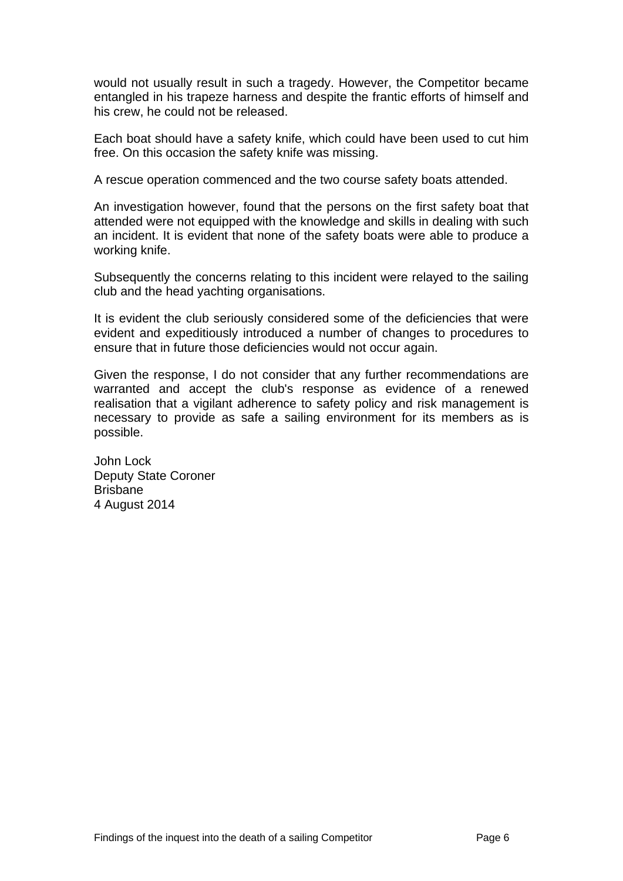would not usually result in such a tragedy. However, the Competitor became entangled in his trapeze harness and despite the frantic efforts of himself and his crew, he could not be released.

Each boat should have a safety knife, which could have been used to cut him free. On this occasion the safety knife was missing.

A rescue operation commenced and the two course safety boats attended.

An investigation however, found that the persons on the first safety boat that attended were not equipped with the knowledge and skills in dealing with such an incident. It is evident that none of the safety boats were able to produce a working knife.

Subsequently the concerns relating to this incident were relayed to the sailing club and the head yachting organisations.

It is evident the club seriously considered some of the deficiencies that were evident and expeditiously introduced a number of changes to procedures to ensure that in future those deficiencies would not occur again.

Given the response, I do not consider that any further recommendations are warranted and accept the club's response as evidence of a renewed realisation that a vigilant adherence to safety policy and risk management is necessary to provide as safe a sailing environment for its members as is possible.

John Lock
Deputy State Coroner
Brisbane
4 August 2014